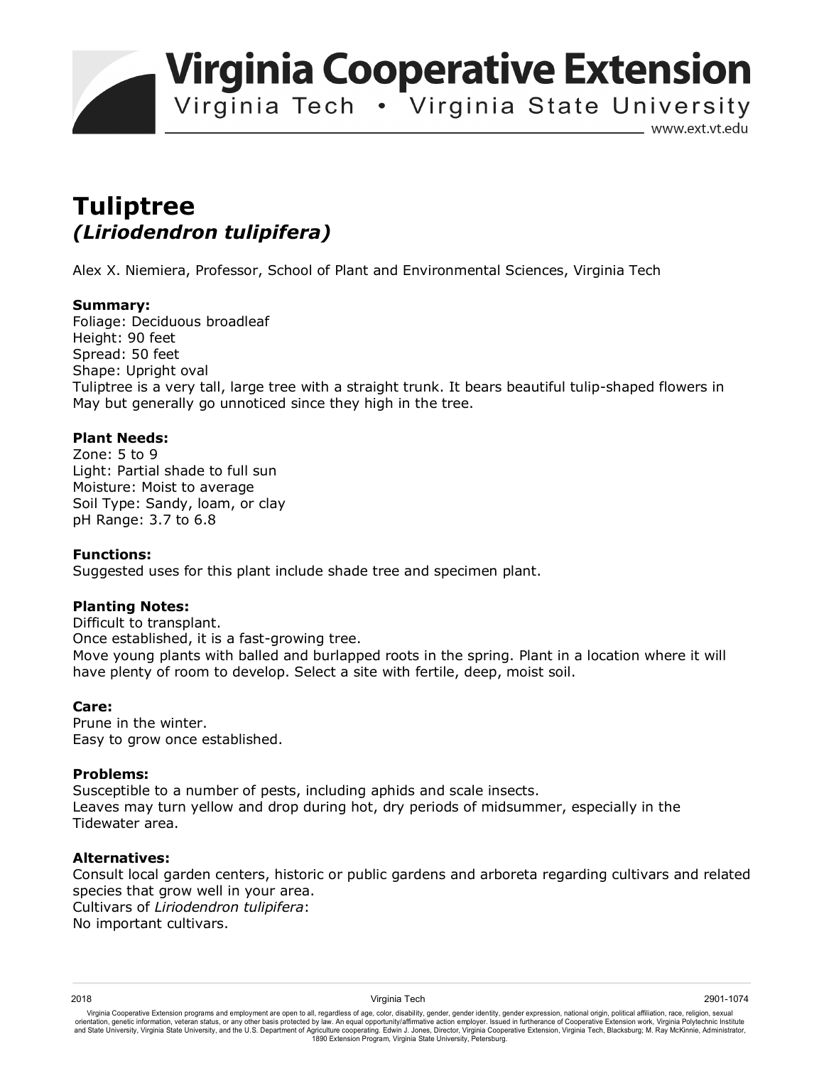Virginia Cooperative Extension

Virginia Tech • Virginia State University

www.ext.vt.edu

# Tuliptree
## *(Liriodendron tulipifera)*

Alex X. Niemiera, Professor, School of Plant and Environmental Sciences, Virginia Tech

**Summary:**
Foliage: Deciduous broadleaf
Height: 90 feet
Spread: 50 feet
Shape: Upright oval
Tuliptree is a very tall, large tree with a straight trunk. It bears beautiful tulip-shaped flowers in May but generally go unnoticed since they high in the tree.

**Plant Needs:**
Zone: 5 to 9
Light: Partial shade to full sun
Moisture: Moist to average
Soil Type: Sandy, loam, or clay
pH Range: 3.7 to 6.8

**Functions:**
Suggested uses for this plant include shade tree and specimen plant.

**Planting Notes:**
Difficult to transplant.
Once established, it is a fast-growing tree.
Move young plants with balled and burlapped roots in the spring. Plant in a location where it will have plenty of room to develop. Select a site with fertile, deep, moist soil.

**Care:**
Prune in the winter.
Easy to grow once established.

**Problems:**
Susceptible to a number of pests, including aphids and scale insects.
Leaves may turn yellow and drop during hot, dry periods of midsummer, especially in the Tidewater area.

**Alternatives:**
Consult local garden centers, historic or public gardens and arboreta regarding cultivars and related species that grow well in your area.
Cultivars of *Liriodendron tulipifera*:
No important cultivars.

2018 Virginia Tech 2901-1074

Virginia Cooperative Extension programs and employment are open to all, regardless of age, color, disability, gender, gender identity, gender expression, national origin, political affiliation, race, religion, sexual orientation, genetic information, veteran status, or any other basis protected by law. An equal opportunity/affirmative action employer. Issued in furtherance of Cooperative Extension work, Virginia Polytechnic Institute and State University, Virginia State University, and the U.S. Department of Agriculture cooperating. Edwin J. Jones, Director, Virginia Cooperative Extension, Virginia Tech, Blacksburg; M. Ray McKinnie, Administrator, 1890 Extension Program, Virginia State University, Petersburg.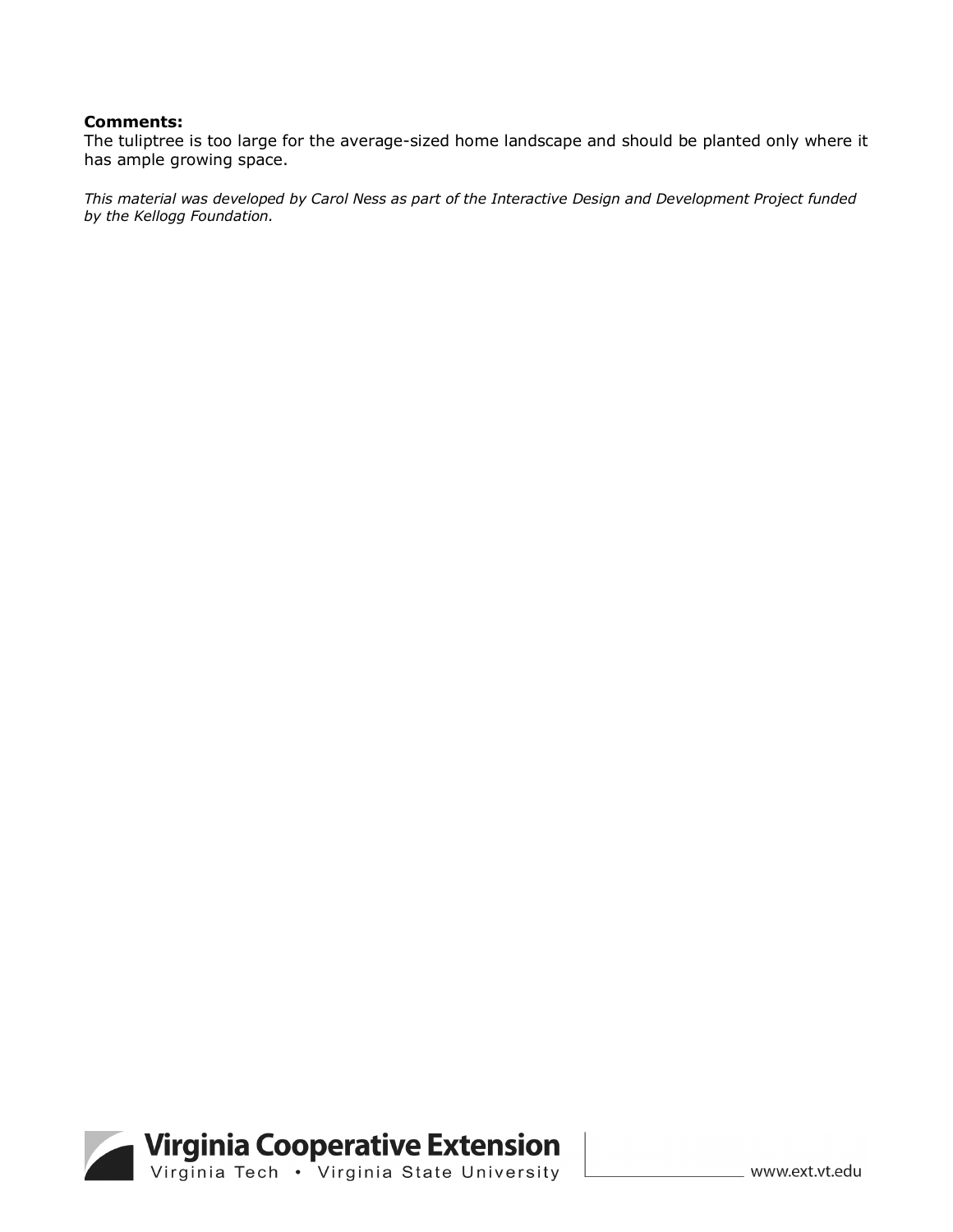**Comments:**
The tuliptree is too large for the average-sized home landscape and should be planted only where it has ample growing space.

*This material was developed by Carol Ness as part of the Interactive Design and Development Project funded by the Kellogg Foundation.*